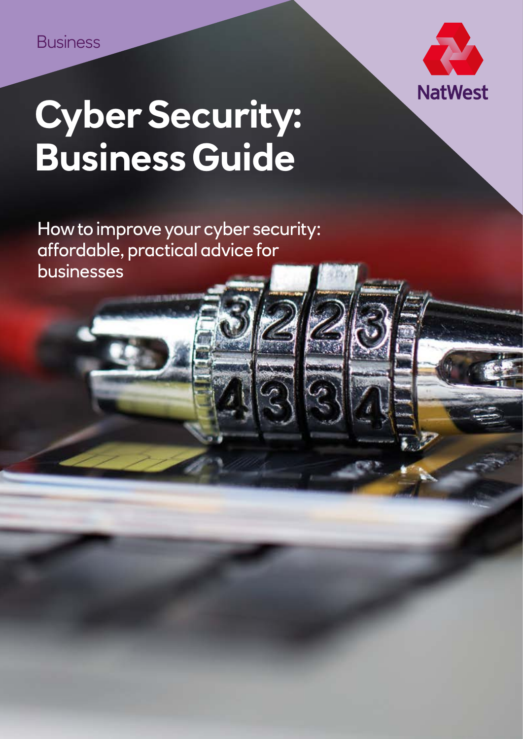Business

NatWest

# Cyber Security: Business Guide

How to improve your cyber security: affordable, practical advice for businesses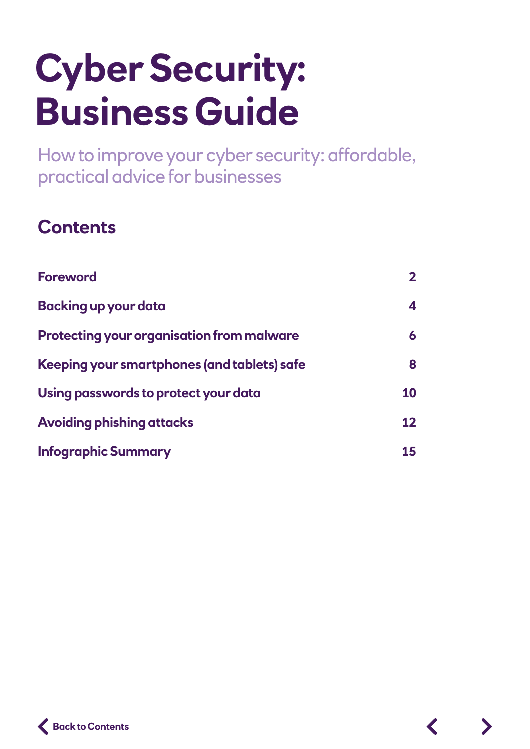# Cyber Security: Business Guide

How to improve your cyber security: affordable, practical advice for businesses

## Contents

| | |
|---|---|
| **Foreword** | **2** |
| **Backing up your data** | **4** |
| **Protecting your organisation from malware** | **6** |
| **Keeping your smartphones (and tablets) safe** | **8** |
| **Using passwords to protect your data** | **10** |
| **Avoiding phishing attacks** | **12** |
| **Infographic Summary** | **15** |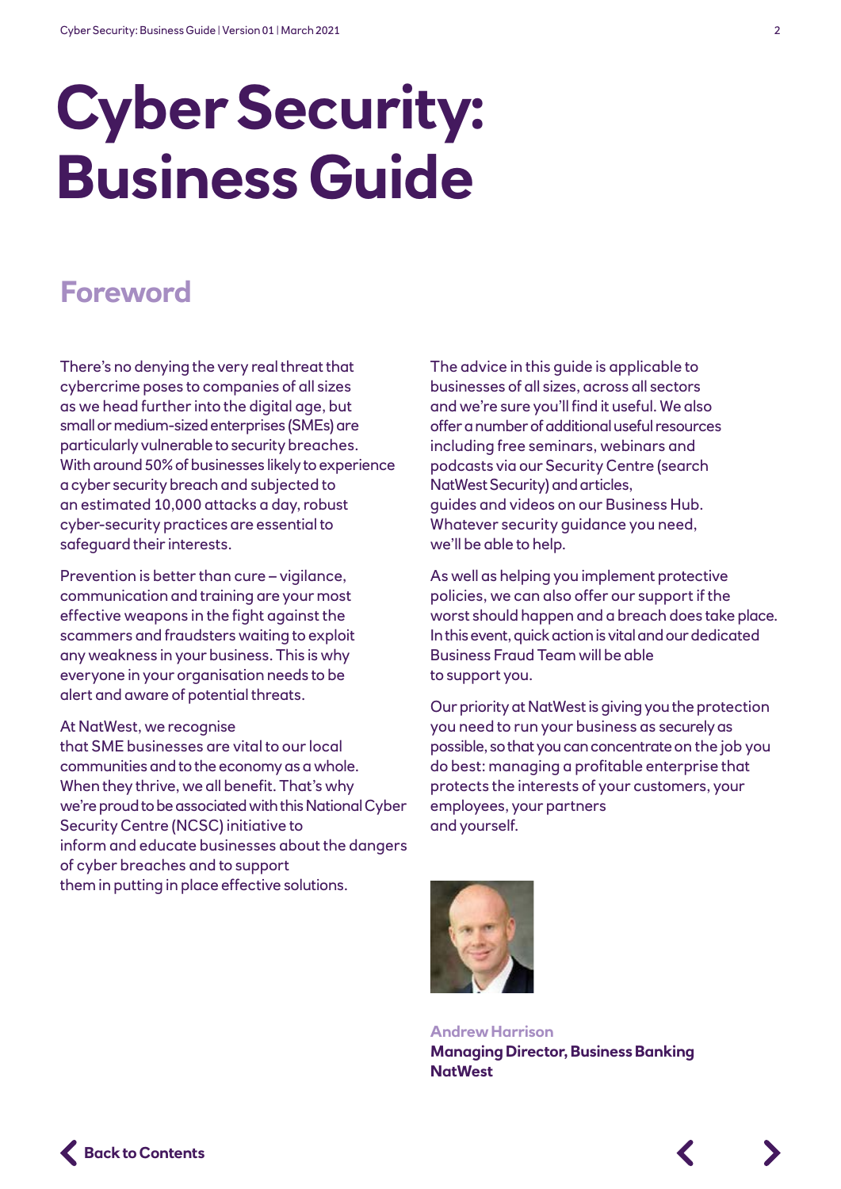# Cyber Security: Business Guide

## Foreword

There's no denying the very real threat that cybercrime poses to companies of all sizes as we head further into the digital age, but small or medium-sized enterprises (SMEs) are particularly vulnerable to security breaches. With around 50% of businesses likely to experience a cyber security breach and subjected to an estimated 10,000 attacks a day, robust cyber-security practices are essential to safeguard their interests.

Prevention is better than cure – vigilance, communication and training are your most effective weapons in the fight against the scammers and fraudsters waiting to exploit any weakness in your business. This is why everyone in your organisation needs to be alert and aware of potential threats.

At NatWest, we recognise that SME businesses are vital to our local communities and to the economy as a whole. When they thrive, we all benefit. That's why we're proud to be associated with this National Cyber Security Centre (NCSC) initiative to inform and educate businesses about the dangers of cyber breaches and to support them in putting in place effective solutions.

The advice in this guide is applicable to businesses of all sizes, across all sectors and we're sure you'll find it useful. We also offer a number of additional useful resources including free seminars, webinars and podcasts via our Security Centre (search NatWest Security) and articles, guides and videos on our Business Hub. Whatever security guidance you need, we'll be able to help.

As well as helping you implement protective policies, we can also offer our support if the worst should happen and a breach does take place. In this event, quick action is vital and our dedicated Business Fraud Team will be able to support you.

Our priority at NatWest is giving you the protection you need to run your business as securely as possible, so that you can concentrate on the job you do best: managing a profitable enterprise that protects the interests of your customers, your employees, your partners and yourself.

**Andrew Harrison**
**Managing Director, Business Banking**
**NatWest**

**Back to Contents**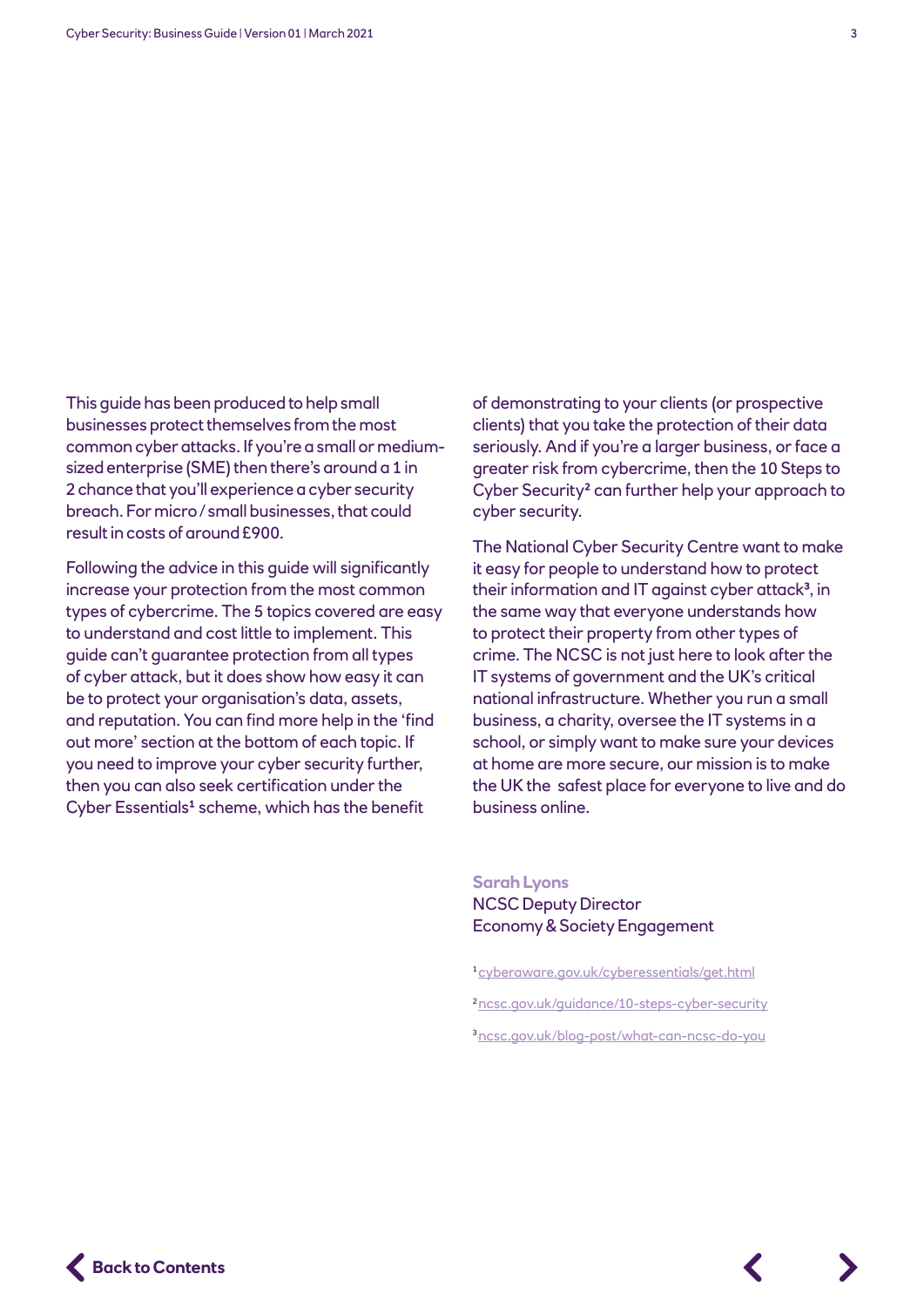This guide has been produced to help small businesses protect themselves from the most common cyber attacks. If you're a small or medium-sized enterprise (SME) then there's around a 1 in 2 chance that you'll experience a cyber security breach. For micro / small businesses, that could result in costs of around £900.

Following the advice in this guide will significantly increase your protection from the most common types of cybercrime. The 5 topics covered are easy to understand and cost little to implement. This guide can't guarantee protection from all types of cyber attack, but it does show how easy it can be to protect your organisation's data, assets, and reputation. You can find more help in the 'find out more' section at the bottom of each topic. If you need to improve your cyber security further, then you can also seek certification under the Cyber Essentials[1] scheme, which has the benefit of demonstrating to your clients (or prospective clients) that you take the protection of their data seriously. And if you're a larger business, or face a greater risk from cybercrime, then the 10 Steps to Cyber Security[2] can further help your approach to cyber security.

The National Cyber Security Centre want to make it easy for people to understand how to protect their information and IT against cyber attack[3], in the same way that everyone understands how to protect their property from other types of crime. The NCSC is not just here to look after the IT systems of government and the UK's critical national infrastructure. Whether you run a small business, a charity, oversee the IT systems in a school, or simply want to make sure your devices at home are more secure, our mission is to make the UK the safest place for everyone to live and do business online.

**Sarah Lyons**
NCSC Deputy Director
Economy & Society Engagement

[1] cyberaware.gov.uk/cyberessentials/get.html

[2] ncsc.gov.uk/guidance/10-steps-cyber-security

[3] ncsc.gov.uk/blog-post/what-can-ncsc-do-you

Back to Contents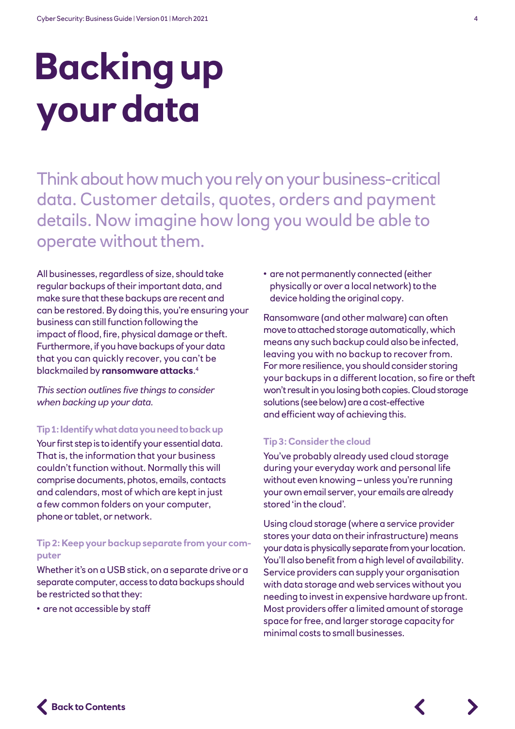# Backing up your data

Think about how much you rely on your business-critical data. Customer details, quotes, orders and payment details. Now imagine how long you would be able to operate without them.

All businesses, regardless of size, should take regular backups of their important data, and make sure that these backups are recent and can be restored. By doing this, you're ensuring your business can still function following the impact of flood, fire, physical damage or theft. Furthermore, if you have backups of your data that you can quickly recover, you can't be blackmailed by **ransomware attacks**.[4]

*This section outlines five things to consider when backing up your data.*

### Tip 1: Identify what data you need to back up

Your first step is to identify your essential data. That is, the information that your business couldn't function without. Normally this will comprise documents, photos, emails, contacts and calendars, most of which are kept in just a few common folders on your computer, phone or tablet, or network.

### Tip 2: Keep your backup separate from your computer

Whether it's on a USB stick, on a separate drive or a separate computer, access to data backups should be restricted so that they:

- are not accessible by staff
- are not permanently connected (either physically or over a local network) to the device holding the original copy.

Ransomware (and other malware) can often move to attached storage automatically, which means any such backup could also be infected, leaving you with no backup to recover from. For more resilience, you should consider storing your backups in a different location, so fire or theft won't result in you losing both copies. Cloud storage solutions (see below) are a cost-effective and efficient way of achieving this.

### Tip 3: Consider the cloud

You've probably already used cloud storage during your everyday work and personal life without even knowing – unless you're running your own email server, your emails are already stored 'in the cloud'.

Using cloud storage (where a service provider stores your data on their infrastructure) means your data is physically separate from your location. You'll also benefit from a high level of availability. Service providers can supply your organisation with data storage and web services without you needing to invest in expensive hardware up front. Most providers offer a limited amount of storage space for free, and larger storage capacity for minimal costs to small businesses.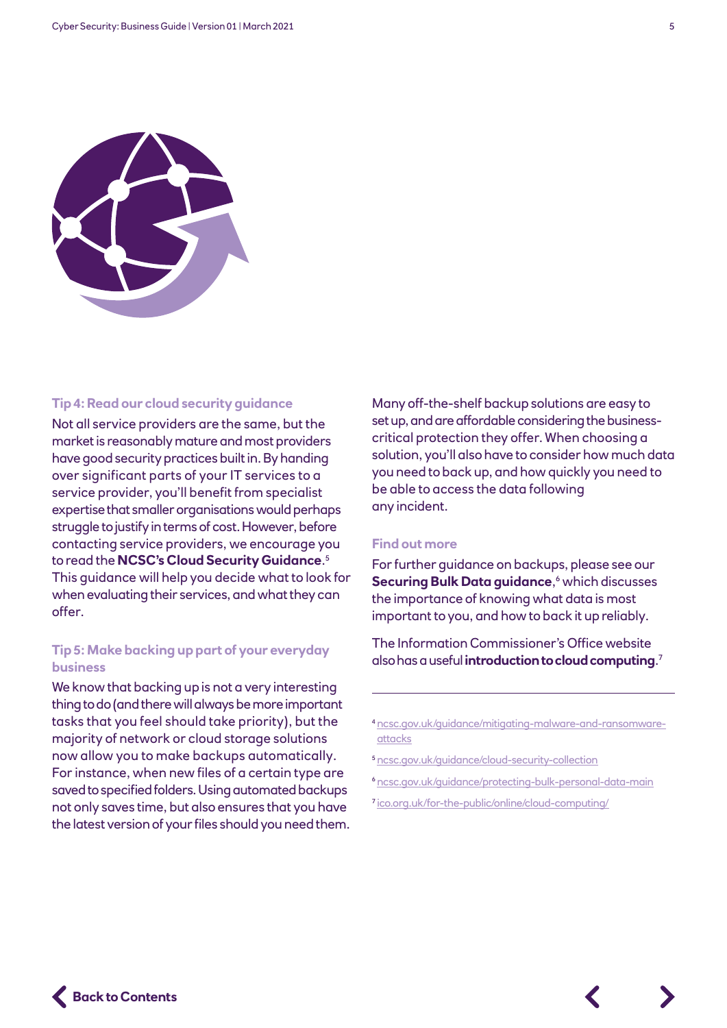### Tip 4: Read our cloud security guidance

Not all service providers are the same, but the market is reasonably mature and most providers have good security practices built in. By handing over significant parts of your IT services to a service provider, you'll benefit from specialist expertise that smaller organisations would perhaps struggle to justify in terms of cost. However, before contacting service providers, we encourage you to read the **NCSC's Cloud Security Guidance**.[5] This guidance will help you decide what to look for when evaluating their services, and what they can offer.

### Tip 5: Make backing up part of your everyday business

We know that backing up is not a very interesting thing to do (and there will always be more important tasks that you feel should take priority), but the majority of network or cloud storage solutions now allow you to make backups automatically. For instance, when new files of a certain type are saved to specified folders. Using automated backups not only saves time, but also ensures that you have the latest version of your files should you need them.

Many off-the-shelf backup solutions are easy to set up, and are affordable considering the business-critical protection they offer. When choosing a solution, you'll also have to consider how much data you need to back up, and how quickly you need to be able to access the data following any incident.

### Find out more

For further guidance on backups, please see our **Securing Bulk Data guidance**,[6] which discusses the importance of knowing what data is most important to you, and how to back it up reliably.

The Information Commissioner's Office website also has a useful **introduction to cloud computing**.[7]

---

[4] ncsc.gov.uk/guidance/mitigating-malware-and-ransomware-attacks

[5] ncsc.gov.uk/guidance/cloud-security-collection

[6] ncsc.gov.uk/guidance/protecting-bulk-personal-data-main

[7] ico.org.uk/for-the-public/online/cloud-computing/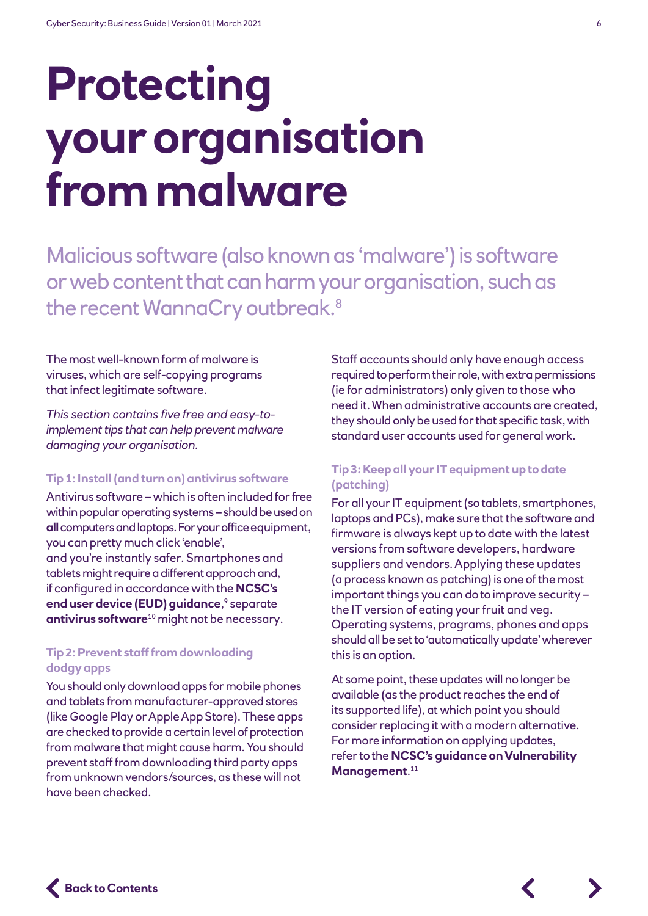# Protecting your organisation from malware

## Malicious software (also known as 'malware') is software or web content that can harm your organisation, such as the recent WannaCry outbreak.[8]

The most well-known form of malware is viruses, which are self-copying programs that infect legitimate software.

*This section contains five free and easy-to-implement tips that can help prevent malware damaging your organisation.*

### Tip 1: Install (and turn on) antivirus software

Antivirus software – which is often included for free within popular operating systems – should be used on **all** computers and laptops. For your office equipment, you can pretty much click 'enable', and you're instantly safer. Smartphones and tablets might require a different approach and, if configured in accordance with the **NCSC's end user device (EUD) guidance**,[9] separate **antivirus software**[10] might not be necessary.

### Tip 2: Prevent staff from downloading dodgy apps

You should only download apps for mobile phones and tablets from manufacturer-approved stores (like Google Play or Apple App Store). These apps are checked to provide a certain level of protection from malware that might cause harm. You should prevent staff from downloading third party apps from unknown vendors/sources, as these will not have been checked.

Staff accounts should only have enough access required to perform their role, with extra permissions (ie for administrators) only given to those who need it. When administrative accounts are created, they should only be used for that specific task, with standard user accounts used for general work.

### Tip 3: Keep all your IT equipment up to date (patching)

For all your IT equipment (so tablets, smartphones, laptops and PCs), make sure that the software and firmware is always kept up to date with the latest versions from software developers, hardware suppliers and vendors. Applying these updates (a process known as patching) is one of the most important things you can do to improve security – the IT version of eating your fruit and veg. Operating systems, programs, phones and apps should all be set to 'automatically update' wherever this is an option.

At some point, these updates will no longer be available (as the product reaches the end of its supported life), at which point you should consider replacing it with a modern alternative. For more information on applying updates, refer to the **NCSC's guidance on Vulnerability Management**.[11]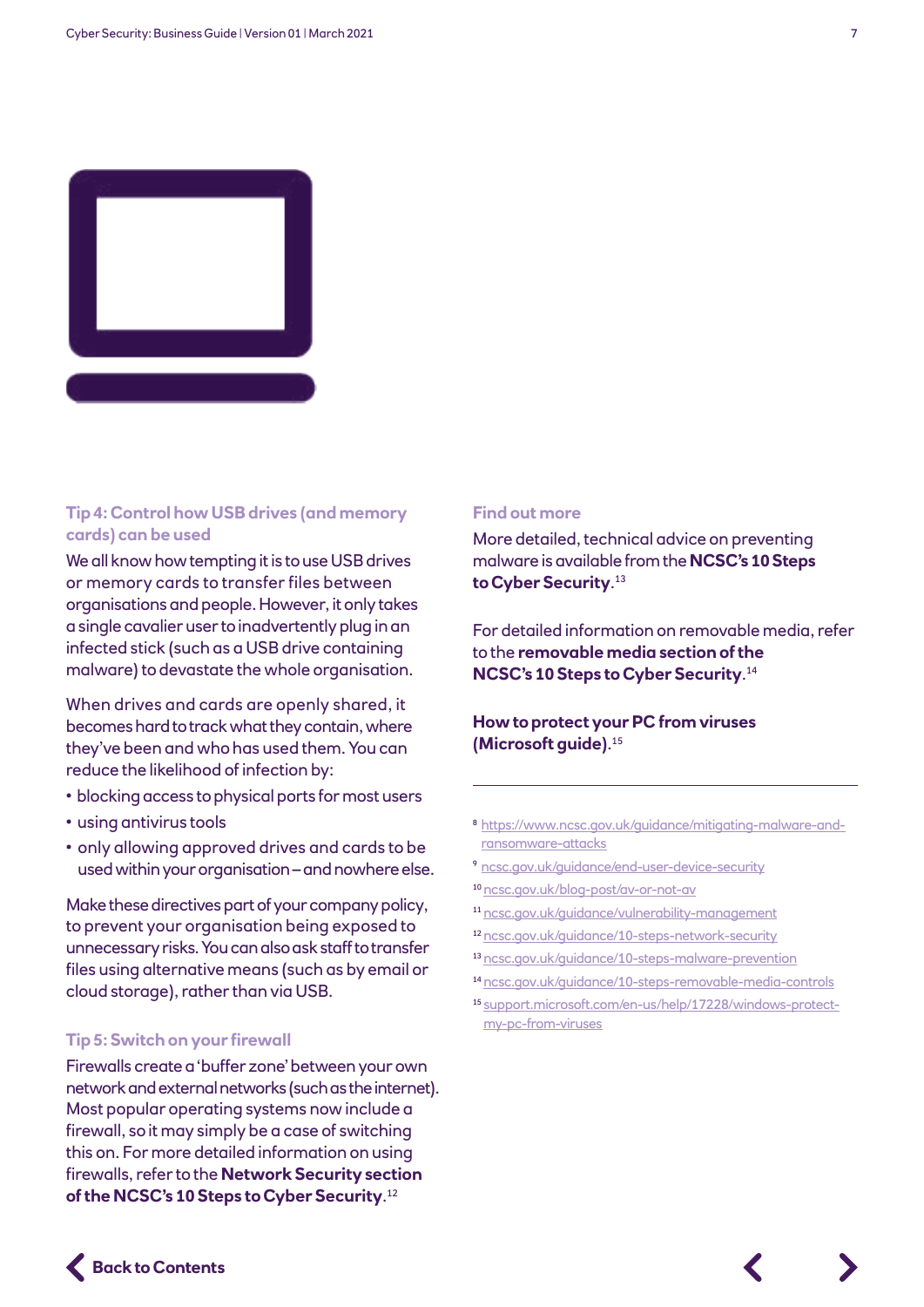### Tip 4: Control how USB drives (and memory cards) can be used

We all know how tempting it is to use USB drives or memory cards to transfer files between organisations and people. However, it only takes a single cavalier user to inadvertently plug in an infected stick (such as a USB drive containing malware) to devastate the whole organisation.

When drives and cards are openly shared, it becomes hard to track what they contain, where they've been and who has used them. You can reduce the likelihood of infection by:

- blocking access to physical ports for most users
- using antivirus tools
- only allowing approved drives and cards to be used within your organisation – and nowhere else.

Make these directives part of your company policy, to prevent your organisation being exposed to unnecessary risks. You can also ask staff to transfer files using alternative means (such as by email or cloud storage), rather than via USB.

### Tip 5: Switch on your firewall

Firewalls create a 'buffer zone' between your own network and external networks (such as the internet). Most popular operating systems now include a firewall, so it may simply be a case of switching this on. For more detailed information on using firewalls, refer to the **Network Security section of the NCSC's 10 Steps to Cyber Security**.[12]

### Find out more

More detailed, technical advice on preventing malware is available from the **NCSC's 10 Steps to Cyber Security**.[13]

For detailed information on removable media, refer to the **removable media section of the NCSC's 10 Steps to Cyber Security**.[14]

**How to protect your PC from viruses (Microsoft guide)**.[15]

---

[8] https://www.ncsc.gov.uk/guidance/mitigating-malware-and-ransomware-attacks

[9] ncsc.gov.uk/guidance/end-user-device-security

[10] ncsc.gov.uk/blog-post/av-or-not-av

[11] ncsc.gov.uk/guidance/vulnerability-management

[12] ncsc.gov.uk/guidance/10-steps-network-security

[13] ncsc.gov.uk/guidance/10-steps-malware-prevention

[14] ncsc.gov.uk/guidance/10-steps-removable-media-controls

[15] support.microsoft.com/en-us/help/17228/windows-protect-my-pc-from-viruses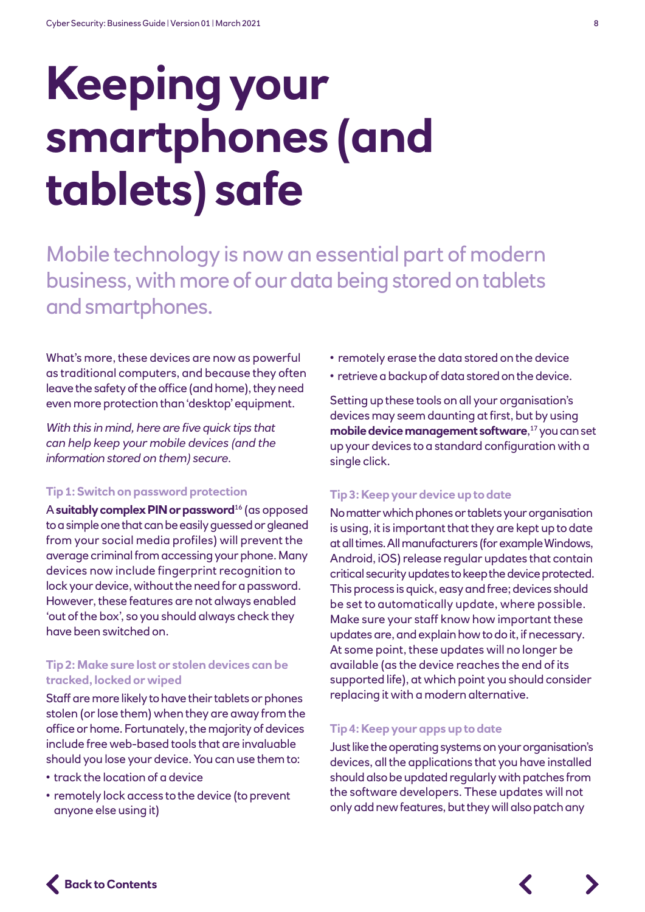# Keeping your smartphones (and tablets) safe

## Mobile technology is now an essential part of modern business, with more of our data being stored on tablets and smartphones.

What's more, these devices are now as powerful as traditional computers, and because they often leave the safety of the office (and home), they need even more protection than 'desktop' equipment.

*With this in mind, here are five quick tips that can help keep your mobile devices (and the information stored on them) secure.*

### Tip 1: Switch on password protection

A **suitably complex PIN or password**[16] (as opposed to a simple one that can be easily guessed or gleaned from your social media profiles) will prevent the average criminal from accessing your phone. Many devices now include fingerprint recognition to lock your device, without the need for a password. However, these features are not always enabled 'out of the box', so you should always check they have been switched on.

### Tip 2: Make sure lost or stolen devices can be tracked, locked or wiped

Staff are more likely to have their tablets or phones stolen (or lose them) when they are away from the office or home. Fortunately, the majority of devices include free web-based tools that are invaluable should you lose your device. You can use them to:

- track the location of a device
- remotely lock access to the device (to prevent anyone else using it)
- remotely erase the data stored on the device
- retrieve a backup of data stored on the device.

Setting up these tools on all your organisation's devices may seem daunting at first, but by using **mobile device management software**,[17] you can set up your devices to a standard configuration with a single click.

### Tip 3: Keep your device up to date

No matter which phones or tablets your organisation is using, it is important that they are kept up to date at all times. All manufacturers (for example Windows, Android, iOS) release regular updates that contain critical security updates to keep the device protected. This process is quick, easy and free; devices should be set to automatically update, where possible. Make sure your staff know how important these updates are, and explain how to do it, if necessary. At some point, these updates will no longer be available (as the device reaches the end of its supported life), at which point you should consider replacing it with a modern alternative.

### Tip 4: Keep your apps up to date

Just like the operating systems on your organisation's devices, all the applications that you have installed should also be updated regularly with patches from the software developers. These updates will not only add new features, but they will also patch any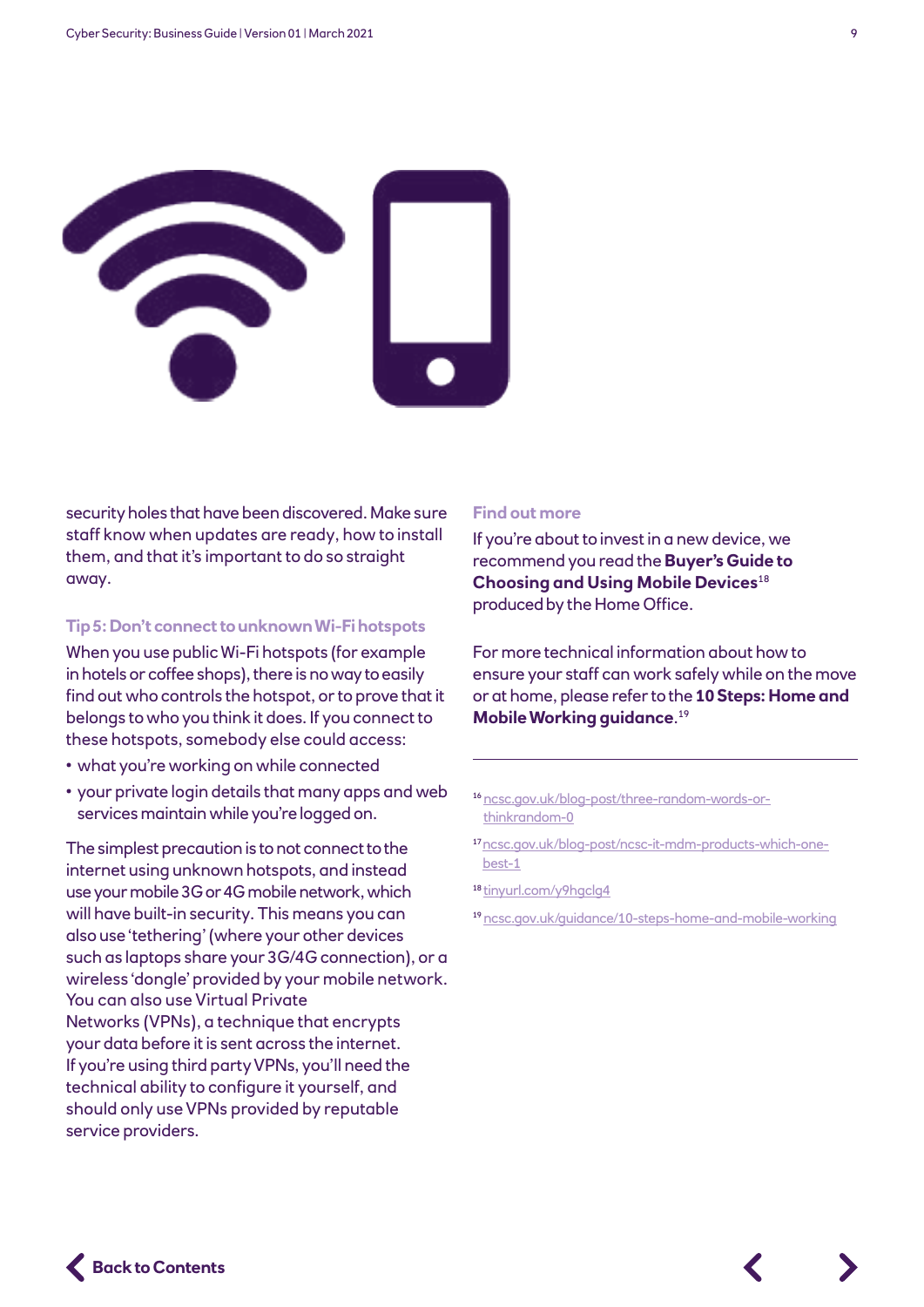security holes that have been discovered. Make sure staff know when updates are ready, how to install them, and that it's important to do so straight away.

### Tip 5: Don't connect to unknown Wi-Fi hotspots

When you use public Wi-Fi hotspots (for example in hotels or coffee shops), there is no way to easily find out who controls the hotspot, or to prove that it belongs to who you think it does. If you connect to these hotspots, somebody else could access:

- what you're working on while connected
- your private login details that many apps and web services maintain while you're logged on.

The simplest precaution is to not connect to the internet using unknown hotspots, and instead use your mobile 3G or 4G mobile network, which will have built-in security. This means you can also use 'tethering' (where your other devices such as laptops share your 3G/4G connection), or a wireless 'dongle' provided by your mobile network. You can also use Virtual Private Networks (VPNs), a technique that encrypts your data before it is sent across the internet. If you're using third party VPNs, you'll need the technical ability to configure it yourself, and should only use VPNs provided by reputable service providers.

### Find out more

If you're about to invest in a new device, we recommend you read the **Buyer's Guide to Choosing and Using Mobile Devices**[18] produced by the Home Office.

For more technical information about how to ensure your staff can work safely while on the move or at home, please refer to the **10 Steps: Home and Mobile Working guidance**.[19]

---

[16] ncsc.gov.uk/blog-post/three-random-words-or-thinkrandom-0

[17] ncsc.gov.uk/blog-post/ncsc-it-mdm-products-which-one-best-1

[18] tinyurl.com/y9hgclg4

[19] ncsc.gov.uk/guidance/10-steps-home-and-mobile-working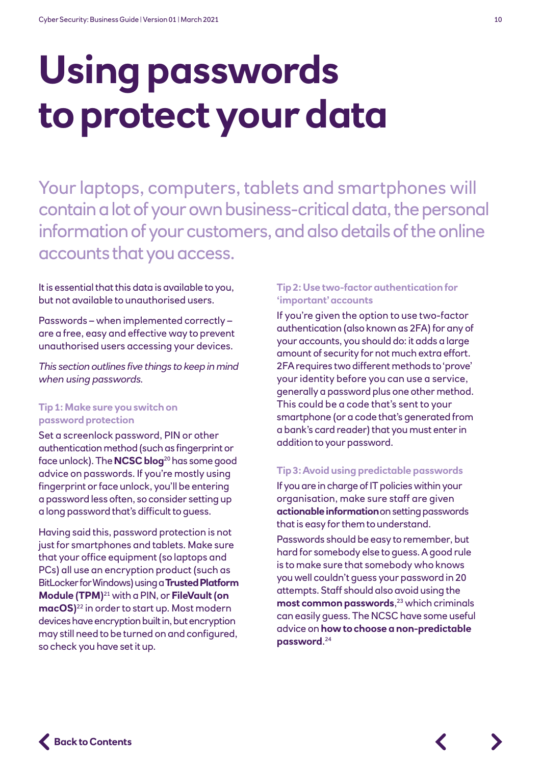# Using passwords to protect your data

Your laptops, computers, tablets and smartphones will contain a lot of your own business-critical data, the personal information of your customers, and also details of the online accounts that you access.

It is essential that this data is available to you, but not available to unauthorised users.

Passwords – when implemented correctly – are a free, easy and effective way to prevent unauthorised users accessing your devices.

*This section outlines five things to keep in mind when using passwords.*

### Tip 1: Make sure you switch on password protection

Set a screenlock password, PIN or other authentication method (such as fingerprint or face unlock). The **NCSC blog**[20] has some good advice on passwords. If you're mostly using fingerprint or face unlock, you'll be entering a password less often, so consider setting up a long password that's difficult to guess.

Having said this, password protection is not just for smartphones and tablets. Make sure that your office equipment (so laptops and PCs) all use an encryption product (such as BitLocker for Windows) using a **Trusted Platform Module (TPM)**[21] with a PIN, or **FileVault (on macOS)**[22] in order to start up. Most modern devices have encryption built in, but encryption may still need to be turned on and configured, so check you have set it up.

### Tip 2: Use two-factor authentication for 'important' accounts

If you're given the option to use two-factor authentication (also known as 2FA) for any of your accounts, you should do: it adds a large amount of security for not much extra effort. 2FA requires two different methods to 'prove' your identity before you can use a service, generally a password plus one other method. This could be a code that's sent to your smartphone (or a code that's generated from a bank's card reader) that you must enter in addition to your password.

### Tip 3: Avoid using predictable passwords

If you are in charge of IT policies within your organisation, make sure staff are given **actionable information** on setting passwords that is easy for them to understand.

Passwords should be easy to remember, but hard for somebody else to guess. A good rule is to make sure that somebody who knows you well couldn't guess your password in 20 attempts. Staff should also avoid using the **most common passwords**,[23] which criminals can easily guess. The NCSC have some useful advice on **how to choose a non-predictable password**.[24]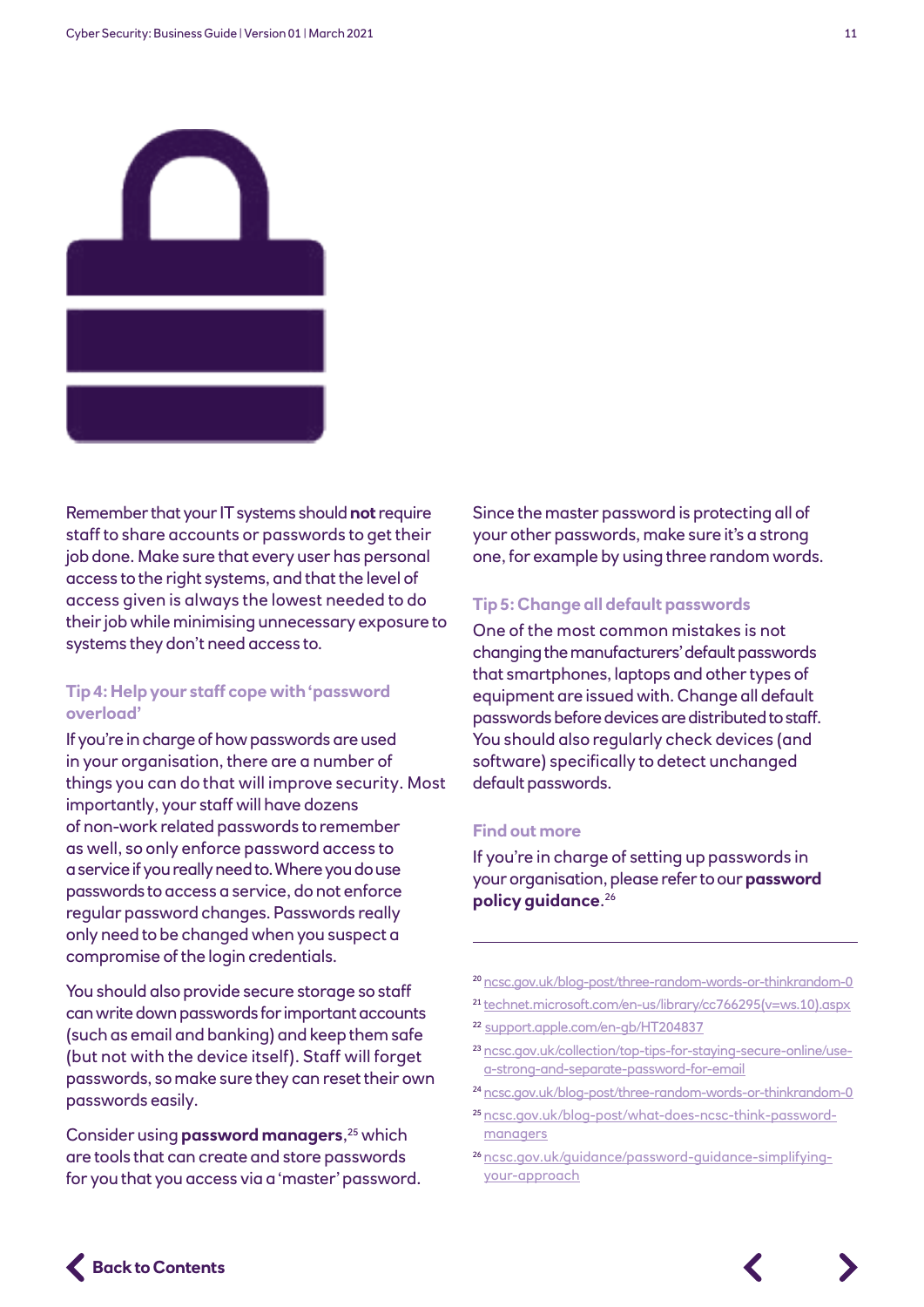Remember that your IT systems should **not** require staff to share accounts or passwords to get their job done. Make sure that every user has personal access to the right systems, and that the level of access given is always the lowest needed to do their job while minimising unnecessary exposure to systems they don't need access to.

### Tip 4: Help your staff cope with 'password overload'

If you're in charge of how passwords are used in your organisation, there are a number of things you can do that will improve security. Most importantly, your staff will have dozens of non-work related passwords to remember as well, so only enforce password access to a service if you really need to. Where you do use passwords to access a service, do not enforce regular password changes. Passwords really only need to be changed when you suspect a compromise of the login credentials.

You should also provide secure storage so staff can write down passwords for important accounts (such as email and banking) and keep them safe (but not with the device itself). Staff will forget passwords, so make sure they can reset their own passwords easily.

Consider using **password managers**,[25] which are tools that can create and store passwords for you that you access via a 'master' password. Since the master password is protecting all of your other passwords, make sure it's a strong one, for example by using three random words.

### Tip 5: Change all default passwords

One of the most common mistakes is not changing the manufacturers' default passwords that smartphones, laptops and other types of equipment are issued with. Change all default passwords before devices are distributed to staff. You should also regularly check devices (and software) specifically to detect unchanged default passwords.

### Find out more

If you're in charge of setting up passwords in your organisation, please refer to our **password policy guidance**.[26]

---

[20] ncsc.gov.uk/blog-post/three-random-words-or-thinkrandom-0

[21] technet.microsoft.com/en-us/library/cc766295(v=ws.10).aspx

[22] support.apple.com/en-gb/HT204837

[23] ncsc.gov.uk/collection/top-tips-for-staying-secure-online/use-a-strong-and-separate-password-for-email

[24] ncsc.gov.uk/blog-post/three-random-words-or-thinkrandom-0

[25] ncsc.gov.uk/blog-post/what-does-ncsc-think-password-managers

[26] ncsc.gov.uk/guidance/password-guidance-simplifying-your-approach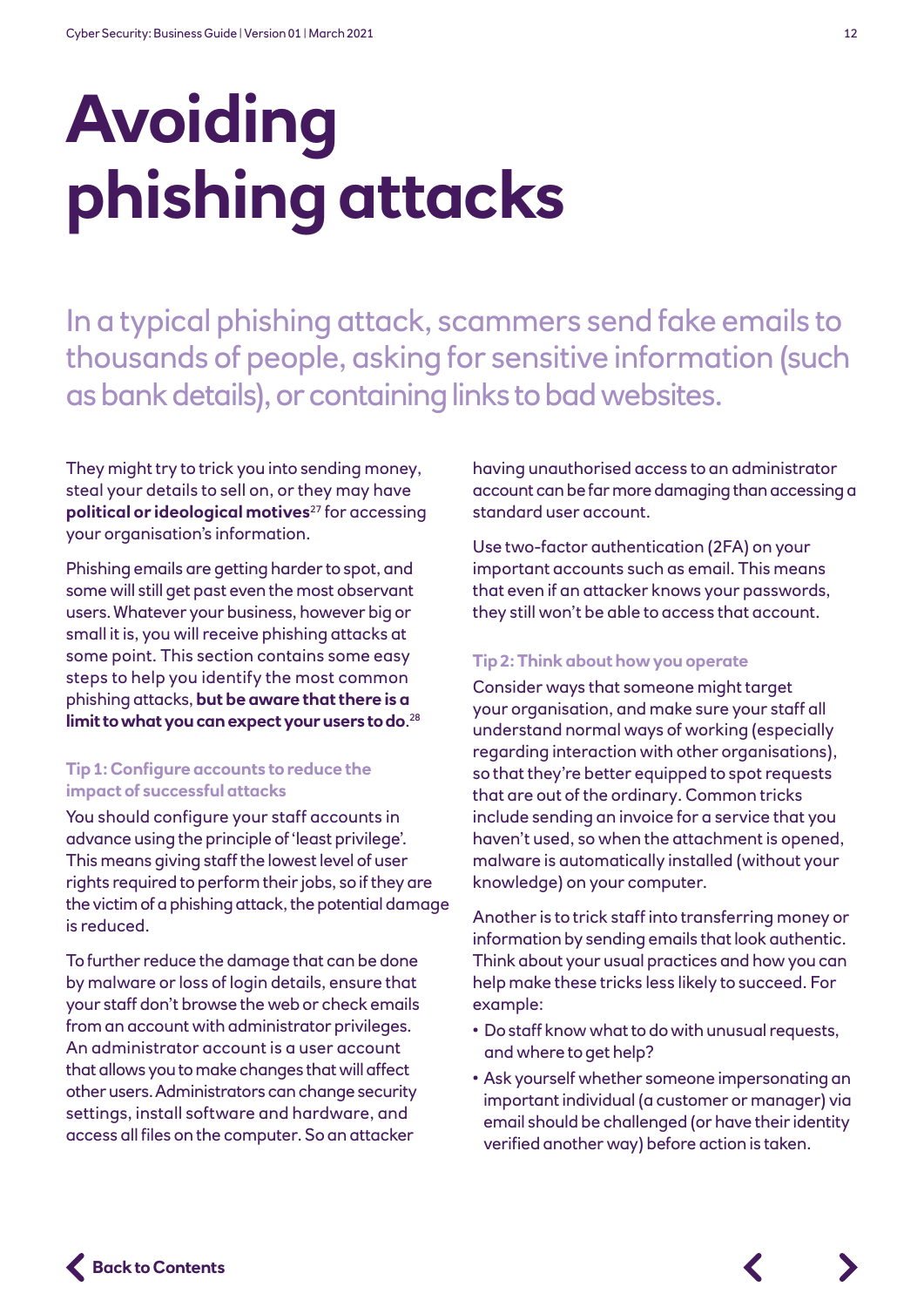# Avoiding phishing attacks

In a typical phishing attack, scammers send fake emails to thousands of people, asking for sensitive information (such as bank details), or containing links to bad websites.

They might try to trick you into sending money, steal your details to sell on, or they may have **political or ideological motives**[27] for accessing your organisation's information.

Phishing emails are getting harder to spot, and some will still get past even the most observant users. Whatever your business, however big or small it is, you will receive phishing attacks at some point. This section contains some easy steps to help you identify the most common phishing attacks, **but be aware that there is a limit to what you can expect your users to do**.[28]

### Tip 1: Configure accounts to reduce the impact of successful attacks

You should configure your staff accounts in advance using the principle of 'least privilege'. This means giving staff the lowest level of user rights required to perform their jobs, so if they are the victim of a phishing attack, the potential damage is reduced.

To further reduce the damage that can be done by malware or loss of login details, ensure that your staff don't browse the web or check emails from an account with administrator privileges. An administrator account is a user account that allows you to make changes that will affect other users. Administrators can change security settings, install software and hardware, and access all files on the computer. So an attacker having unauthorised access to an administrator account can be far more damaging than accessing a standard user account.

Use two-factor authentication (2FA) on your important accounts such as email. This means that even if an attacker knows your passwords, they still won't be able to access that account.

### Tip 2: Think about how you operate

Consider ways that someone might target your organisation, and make sure your staff all understand normal ways of working (especially regarding interaction with other organisations), so that they're better equipped to spot requests that are out of the ordinary. Common tricks include sending an invoice for a service that you haven't used, so when the attachment is opened, malware is automatically installed (without your knowledge) on your computer.

Another is to trick staff into transferring money or information by sending emails that look authentic. Think about your usual practices and how you can help make these tricks less likely to succeed. For example:

- Do staff know what to do with unusual requests, and where to get help?
- Ask yourself whether someone impersonating an important individual (a customer or manager) via email should be challenged (or have their identity verified another way) before action is taken.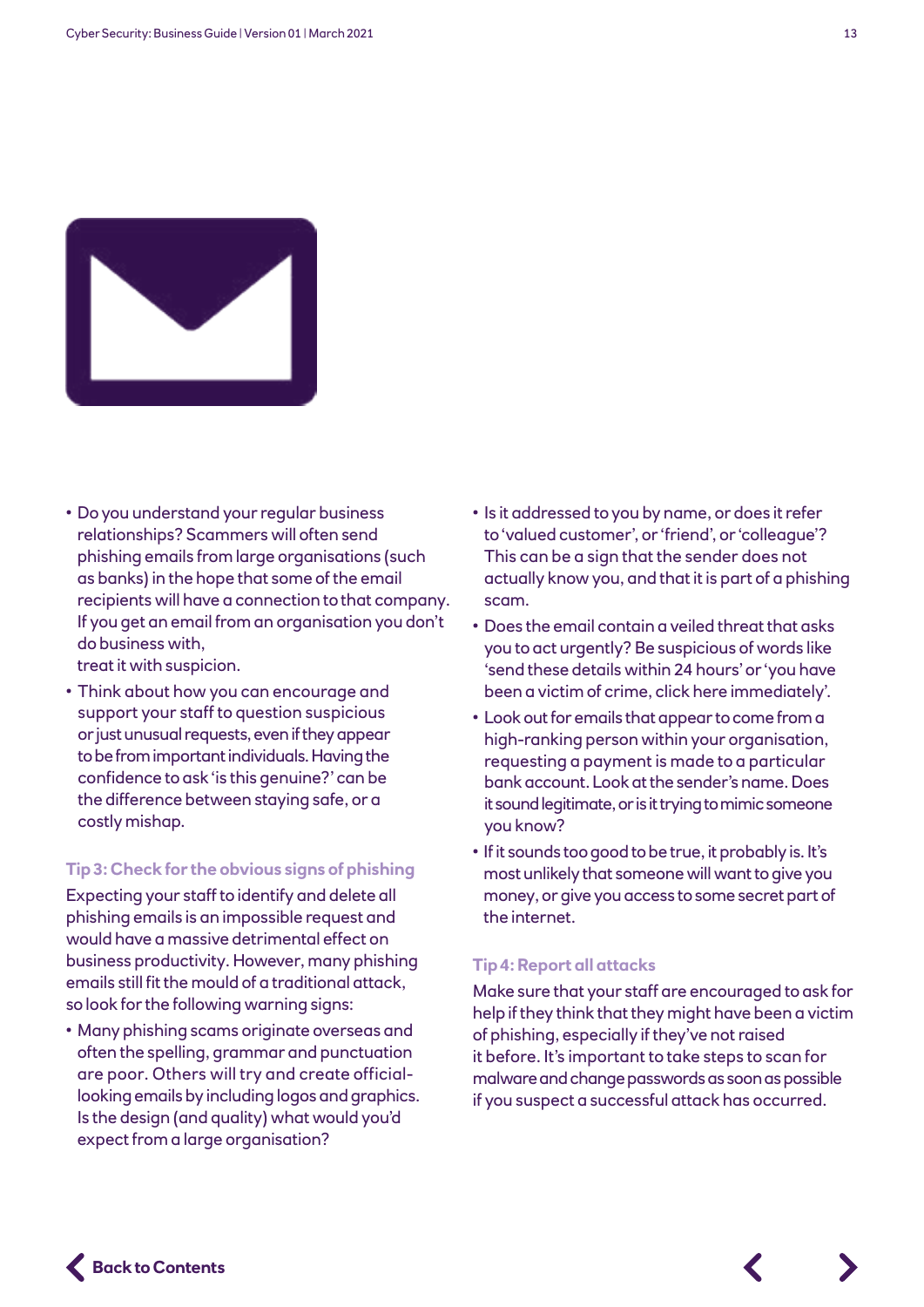- Do you understand your regular business relationships? Scammers will often send phishing emails from large organisations (such as banks) in the hope that some of the email recipients will have a connection to that company. If you get an email from an organisation you don't do business with, treat it with suspicion.
- Think about how you can encourage and support your staff to question suspicious or just unusual requests, even if they appear to be from important individuals. Having the confidence to ask 'is this genuine?' can be the difference between staying safe, or a costly mishap.

### Tip 3: Check for the obvious signs of phishing

Expecting your staff to identify and delete all phishing emails is an impossible request and would have a massive detrimental effect on business productivity. However, many phishing emails still fit the mould of a traditional attack, so look for the following warning signs:

- Many phishing scams originate overseas and often the spelling, grammar and punctuation are poor. Others will try and create official-looking emails by including logos and graphics. Is the design (and quality) what would you'd expect from a large organisation?
- Is it addressed to you by name, or does it refer to 'valued customer', or 'friend', or 'colleague'? This can be a sign that the sender does not actually know you, and that it is part of a phishing scam.
- Does the email contain a veiled threat that asks you to act urgently? Be suspicious of words like 'send these details within 24 hours' or 'you have been a victim of crime, click here immediately'.
- Look out for emails that appear to come from a high-ranking person within your organisation, requesting a payment is made to a particular bank account. Look at the sender's name. Does it sound legitimate, or is it trying to mimic someone you know?
- If it sounds too good to be true, it probably is. It's most unlikely that someone will want to give you money, or give you access to some secret part of the internet.

### Tip 4: Report all attacks

Make sure that your staff are encouraged to ask for help if they think that they might have been a victim of phishing, especially if they've not raised it before. It's important to take steps to scan for malware and change passwords as soon as possible if you suspect a successful attack has occurred.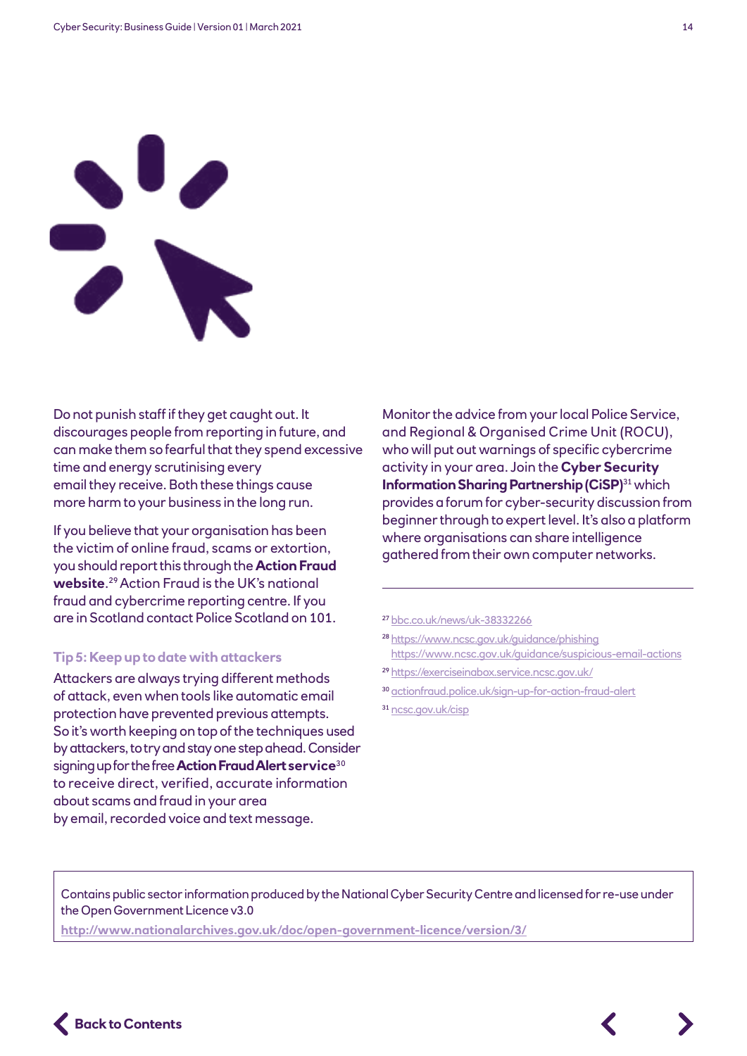Do not punish staff if they get caught out. It discourages people from reporting in future, and can make them so fearful that they spend excessive time and energy scrutinising every email they receive. Both these things cause more harm to your business in the long run.

If you believe that your organisation has been the victim of online fraud, scams or extortion, you should report this through the **Action Fraud website**.[29] Action Fraud is the UK's national fraud and cybercrime reporting centre. If you are in Scotland contact Police Scotland on 101.

### Tip 5: Keep up to date with attackers

Attackers are always trying different methods of attack, even when tools like automatic email protection have prevented previous attempts. So it's worth keeping on top of the techniques used by attackers, to try and stay one step ahead. Consider signing up for the free **Action Fraud Alert service**[30] to receive direct, verified, accurate information about scams and fraud in your area by email, recorded voice and text message.

Monitor the advice from your local Police Service, and Regional & Organised Crime Unit (ROCU), who will put out warnings of specific cybercrime activity in your area. Join the **Cyber Security Information Sharing Partnership (CiSP)**[31] which provides a forum for cyber-security discussion from beginner through to expert level. It's also a platform where organisations can share intelligence gathered from their own computer networks.

---

[27] bbc.co.uk/news/uk-38332266

[28] https://www.ncsc.gov.uk/guidance/phishing
https://www.ncsc.gov.uk/guidance/suspicious-email-actions

[29] https://exerciseinabox.service.ncsc.gov.uk/

[30] actionfraud.police.uk/sign-up-for-action-fraud-alert

[31] ncsc.gov.uk/cisp

Contains public sector information produced by the National Cyber Security Centre and licensed for re-use under the Open Government Licence v3.0
**http://www.nationalarchives.gov.uk/doc/open-government-licence/version/3/**

**Back to Contents**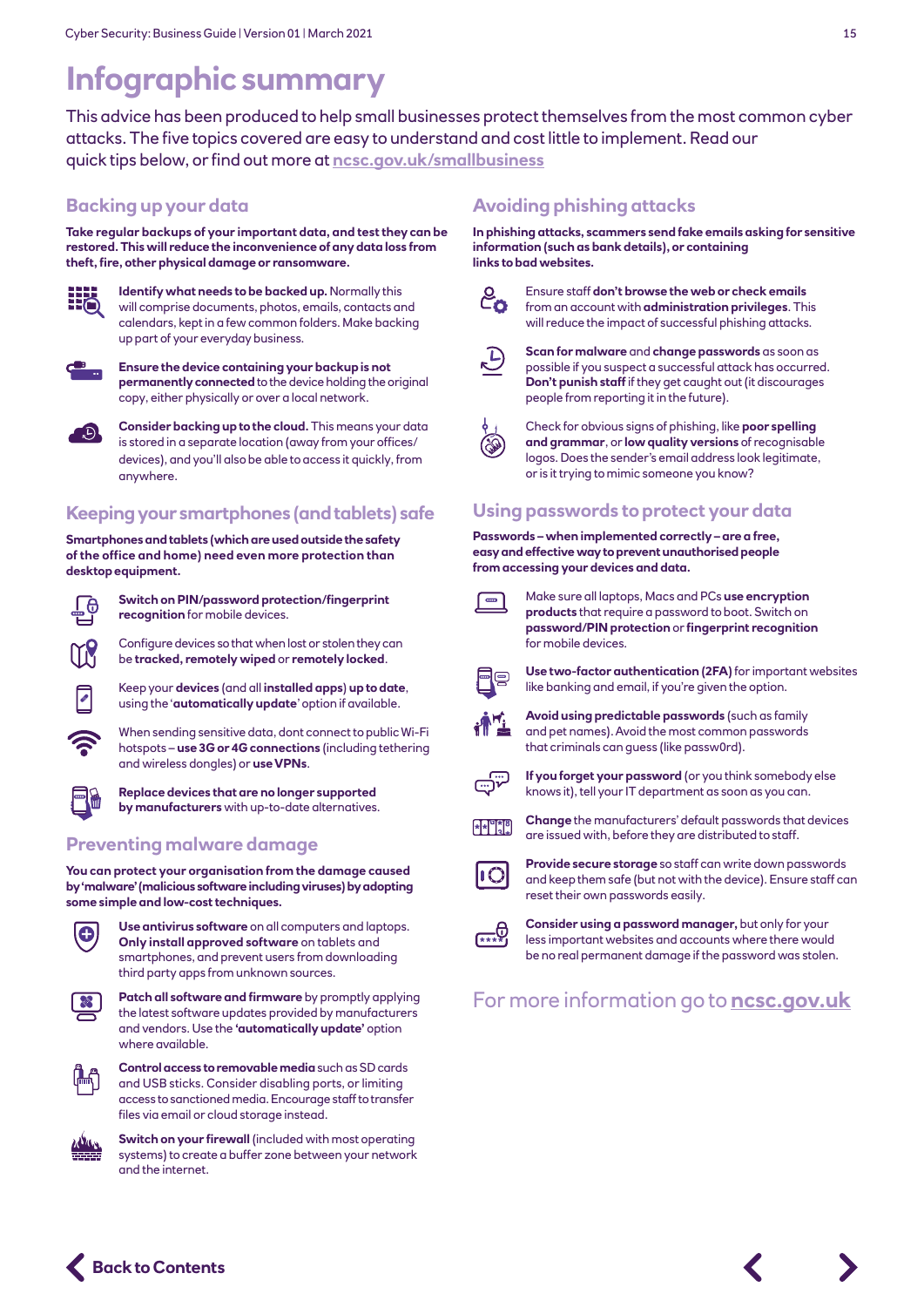# Infographic summary

This advice has been produced to help small businesses protect themselves from the most common cyber attacks. The five topics covered are easy to understand and cost little to implement. Read our quick tips below, or find out more at ncsc.gov.uk/smallbusiness

## Backing up your data

**Take regular backups of your important data, and test they can be restored. This will reduce the inconvenience of any data loss from theft, fire, other physical damage or ransomware.**

**Identify what needs to be backed up.** Normally this will comprise documents, photos, emails, contacts and calendars, kept in a few common folders. Make backing up part of your everyday business.

**Ensure the device containing your backup is not permanently connected** to the device holding the original copy, either physically or over a local network.

**Consider backing up to the cloud.** This means your data is stored in a separate location (away from your offices/devices), and you'll also be able to access it quickly, from anywhere.

## Keeping your smartphones (and tablets) safe

**Smartphones and tablets (which are used outside the safety of the office and home) need even more protection than desktop equipment.**

**Switch on PIN/password protection/fingerprint recognition** for mobile devices.

Configure devices so that when lost or stolen they can be **tracked, remotely wiped** or **remotely locked**.

Keep your **devices** (and all **installed apps**) **up to date**, using the '**automatically update**' option if available.

When sending sensitive data, dont connect to public Wi-Fi hotspots – **use 3G or 4G connections** (including tethering and wireless dongles) or **use VPNs**.

**Replace devices that are no longer supported by manufacturers** with up-to-date alternatives.

## Preventing malware damage

**You can protect your organisation from the damage caused by 'malware' (malicious software including viruses) by adopting some simple and low-cost techniques.**

**Use antivirus software** on all computers and laptops. **Only install approved software** on tablets and smartphones, and prevent users from downloading third party apps from unknown sources.

**Patch all software and firmware** by promptly applying the latest software updates provided by manufacturers and vendors. Use the **'automatically update'** option where available.

**Control access to removable media** such as SD cards and USB sticks. Consider disabling ports, or limiting access to sanctioned media. Encourage staff to transfer files via email or cloud storage instead.

**Switch on your firewall** (included with most operating systems) to create a buffer zone between your network and the internet.

## Avoiding phishing attacks

**In phishing attacks, scammers send fake emails asking for sensitive information (such as bank details), or containing links to bad websites.**

Ensure staff **don't browse the web or check emails** from an account with **administration privileges**. This will reduce the impact of successful phishing attacks.

**Scan for malware** and **change passwords** as soon as possible if you suspect a successful attack has occurred. **Don't punish staff** if they get caught out (it discourages people from reporting it in the future).

Check for obvious signs of phishing, like **poor spelling and grammar**, or **low quality versions** of recognisable logos. Does the sender's email address look legitimate, or is it trying to mimic someone you know?

## Using passwords to protect your data

**Passwords – when implemented correctly – are a free, easy and effective way to prevent unauthorised people from accessing your devices and data.**

Make sure all laptops, Macs and PCs **use encryption products** that require a password to boot. Switch on **password/PIN protection** or **fingerprint recognition** for mobile devices.

**Use two-factor authentication (2FA)** for important websites like banking and email, if you're given the option.

**Avoid using predictable passwords** (such as family and pet names). Avoid the most common passwords that criminals can guess (like passw0rd).

**If you forget your password** (or you think somebody else knows it), tell your IT department as soon as you can.

**Change** the manufacturers' default passwords that devices are issued with, before they are distributed to staff.

**Provide secure storage** so staff can write down passwords and keep them safe (but not with the device). Ensure staff can reset their own passwords easily.

**Consider using a password manager,** but only for your less important websites and accounts where there would be no real permanent damage if the password was stolen.

For more information go to **ncsc.gov.uk**

Back to Contents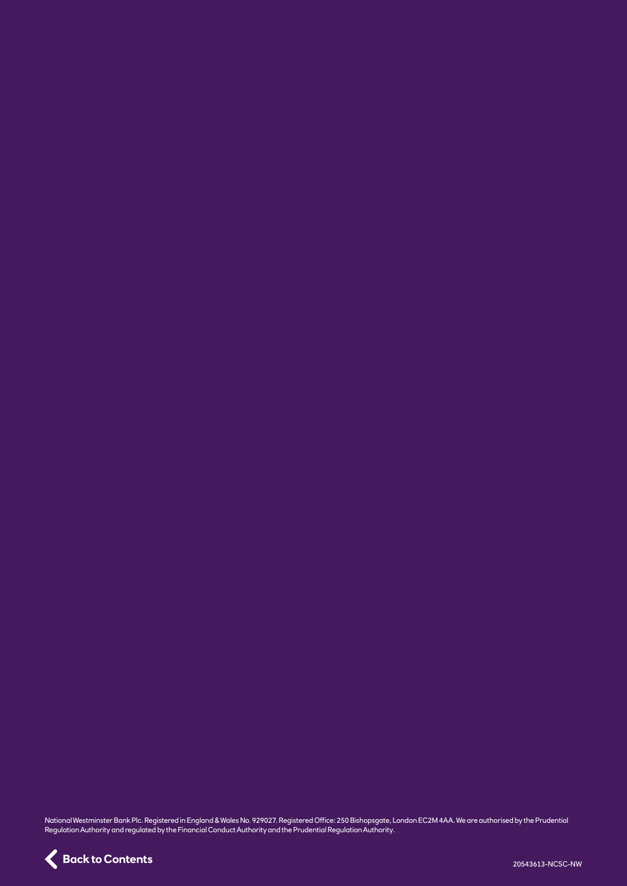National Westminster Bank Plc. Registered in England & Wales No. 929027. Registered Office: 250 Bishopsgate, London EC2M 4AA. We are authorised by the Prudential Regulation Authority and regulated by the Financial Conduct Authority and the Prudential Regulation Authority.

**Back to Contents**

20543613-NCSC-NW